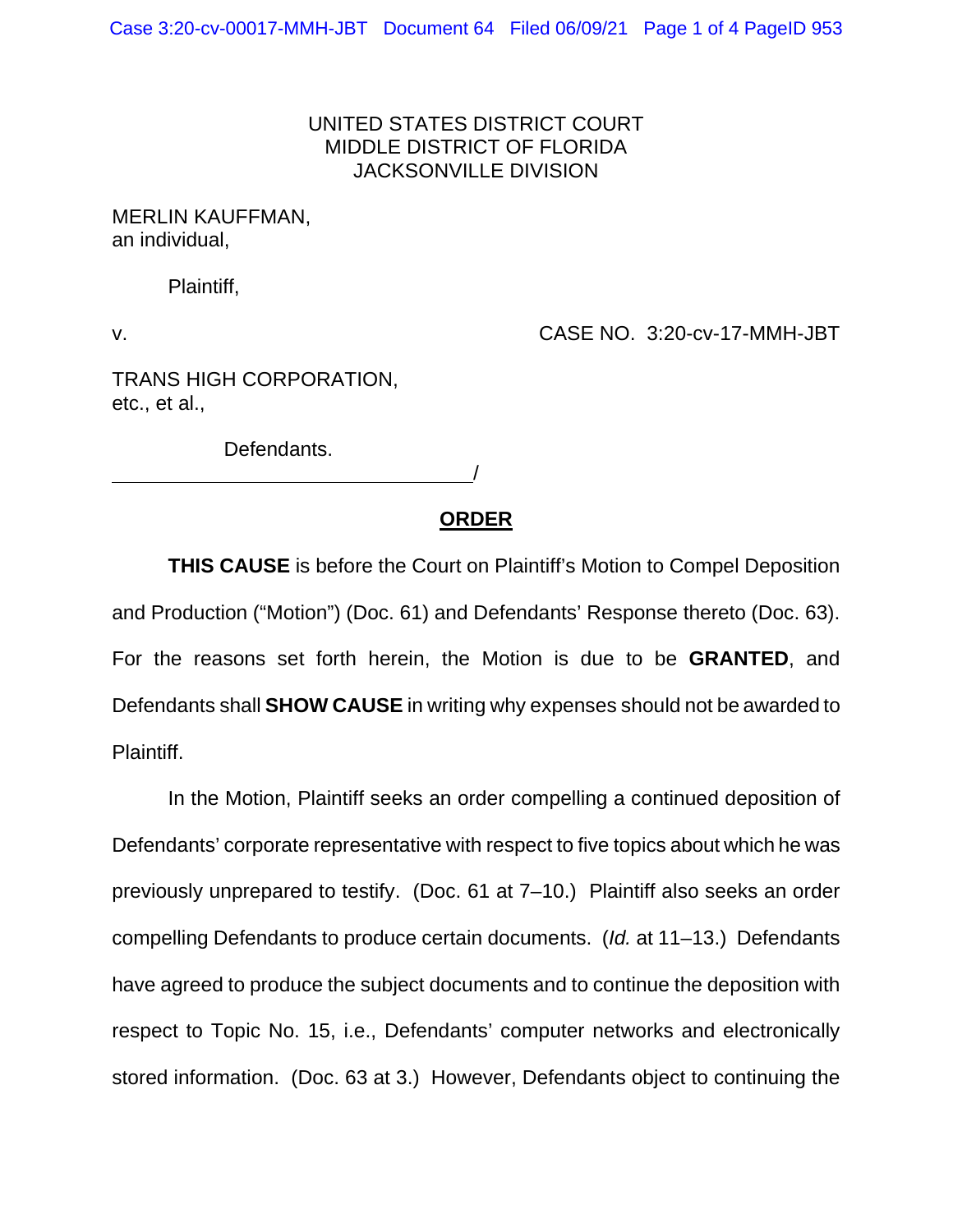UNITED STATES DISTRICT COURT
MIDDLE DISTRICT OF FLORIDA
JACKSONVILLE DIVISION

MERLIN KAUFFMAN,
an individual,

Plaintiff,

v. CASE NO. 3:20-cv-17-MMH-JBT

TRANS HIGH CORPORATION,
etc., et al.,

Defendants.
______________________________/

## ORDER

**THIS CAUSE** is before the Court on Plaintiff's Motion to Compel Deposition and Production ("Motion") (Doc. 61) and Defendants' Response thereto (Doc. 63). For the reasons set forth herein, the Motion is due to be **GRANTED**, and Defendants shall **SHOW CAUSE** in writing why expenses should not be awarded to Plaintiff.

In the Motion, Plaintiff seeks an order compelling a continued deposition of Defendants' corporate representative with respect to five topics about which he was previously unprepared to testify. (Doc. 61 at 7–10.) Plaintiff also seeks an order compelling Defendants to produce certain documents. (*Id.* at 11–13.) Defendants have agreed to produce the subject documents and to continue the deposition with respect to Topic No. 15, i.e., Defendants' computer networks and electronically stored information. (Doc. 63 at 3.) However, Defendants object to continuing the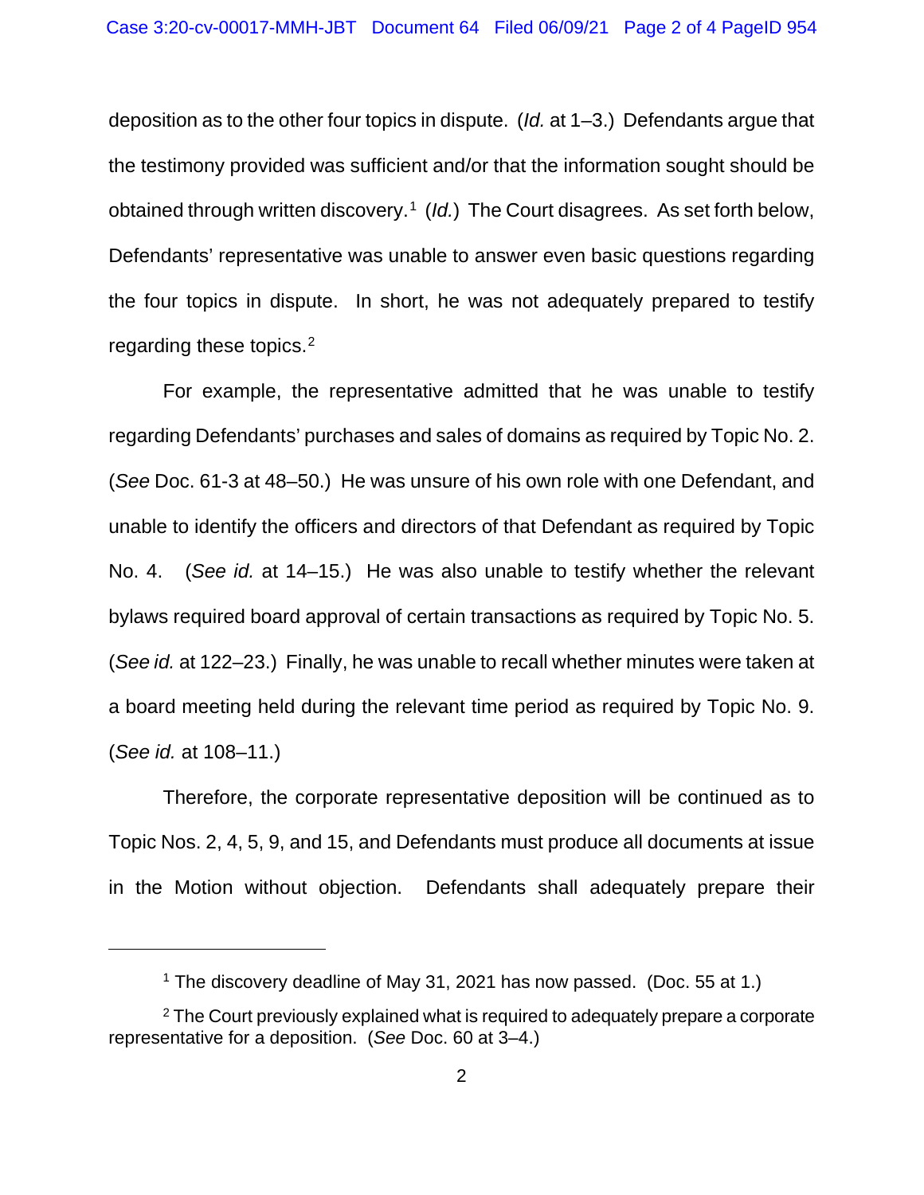deposition as to the other four topics in dispute. (*Id.* at 1–3.) Defendants argue that the testimony provided was sufficient and/or that the information sought should be obtained through written discovery.[1] (*Id.*) The Court disagrees. As set forth below, Defendants' representative was unable to answer even basic questions regarding the four topics in dispute. In short, he was not adequately prepared to testify regarding these topics.[2]

For example, the representative admitted that he was unable to testify regarding Defendants' purchases and sales of domains as required by Topic No. 2. (*See* Doc. 61-3 at 48–50.) He was unsure of his own role with one Defendant, and unable to identify the officers and directors of that Defendant as required by Topic No. 4. (*See id.* at 14–15.) He was also unable to testify whether the relevant bylaws required board approval of certain transactions as required by Topic No. 5. (*See id.* at 122–23.) Finally, he was unable to recall whether minutes were taken at a board meeting held during the relevant time period as required by Topic No. 9. (*See id.* at 108–11.)

Therefore, the corporate representative deposition will be continued as to Topic Nos. 2, 4, 5, 9, and 15, and Defendants must produce all documents at issue in the Motion without objection. Defendants shall adequately prepare their

---

[1] The discovery deadline of May 31, 2021 has now passed. (Doc. 55 at 1.)

[2] The Court previously explained what is required to adequately prepare a corporate representative for a deposition. (*See* Doc. 60 at 3–4.)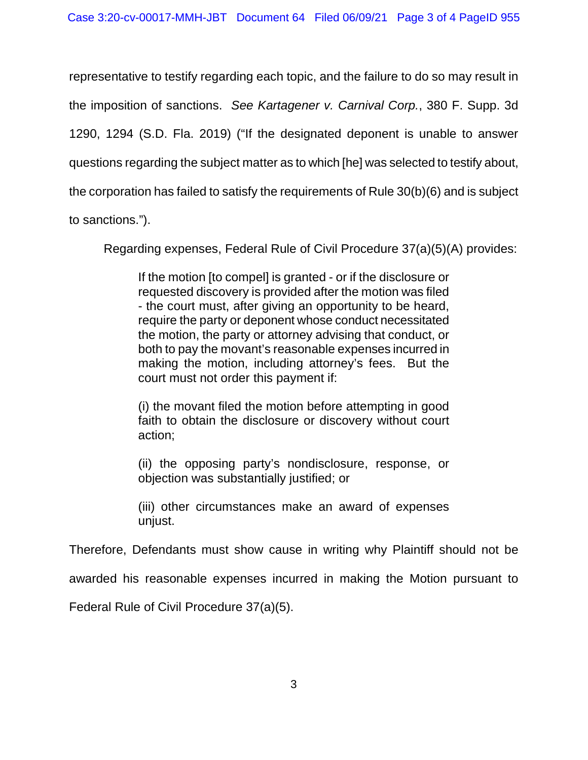representative to testify regarding each topic, and the failure to do so may result in the imposition of sanctions. *See Kartagener v. Carnival Corp.*, 380 F. Supp. 3d 1290, 1294 (S.D. Fla. 2019) ("If the designated deponent is unable to answer questions regarding the subject matter as to which [he] was selected to testify about, the corporation has failed to satisfy the requirements of Rule 30(b)(6) and is subject to sanctions.").

Regarding expenses, Federal Rule of Civil Procedure 37(a)(5)(A) provides:

> If the motion [to compel] is granted - or if the disclosure or requested discovery is provided after the motion was filed - the court must, after giving an opportunity to be heard, require the party or deponent whose conduct necessitated the motion, the party or attorney advising that conduct, or both to pay the movant's reasonable expenses incurred in making the motion, including attorney's fees. But the court must not order this payment if:
>
> (i) the movant filed the motion before attempting in good faith to obtain the disclosure or discovery without court action;
>
> (ii) the opposing party's nondisclosure, response, or objection was substantially justified; or
>
> (iii) other circumstances make an award of expenses unjust.

Therefore, Defendants must show cause in writing why Plaintiff should not be awarded his reasonable expenses incurred in making the Motion pursuant to Federal Rule of Civil Procedure 37(a)(5).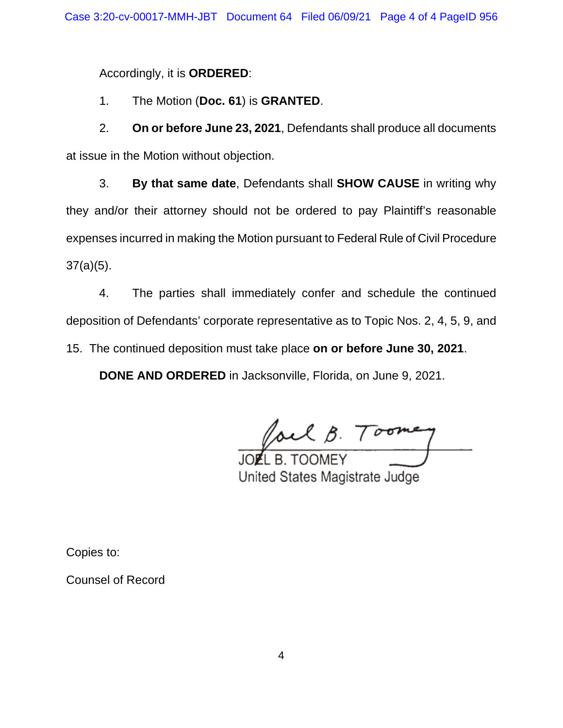Accordingly, it is **ORDERED**:

1. The Motion (**Doc. 61**) is **GRANTED**.

2. **On or before June 23, 2021**, Defendants shall produce all documents at issue in the Motion without objection.

3. **By that same date**, Defendants shall **SHOW CAUSE** in writing why they and/or their attorney should not be ordered to pay Plaintiff's reasonable expenses incurred in making the Motion pursuant to Federal Rule of Civil Procedure 37(a)(5).

4. The parties shall immediately confer and schedule the continued deposition of Defendants' corporate representative as to Topic Nos. 2, 4, 5, 9, and 15. The continued deposition must take place **on or before June 30, 2021**.

**DONE AND ORDERED** in Jacksonville, Florida, on June 9, 2021.

JOEL B. TOOMEY
United States Magistrate Judge

Copies to:

Counsel of Record